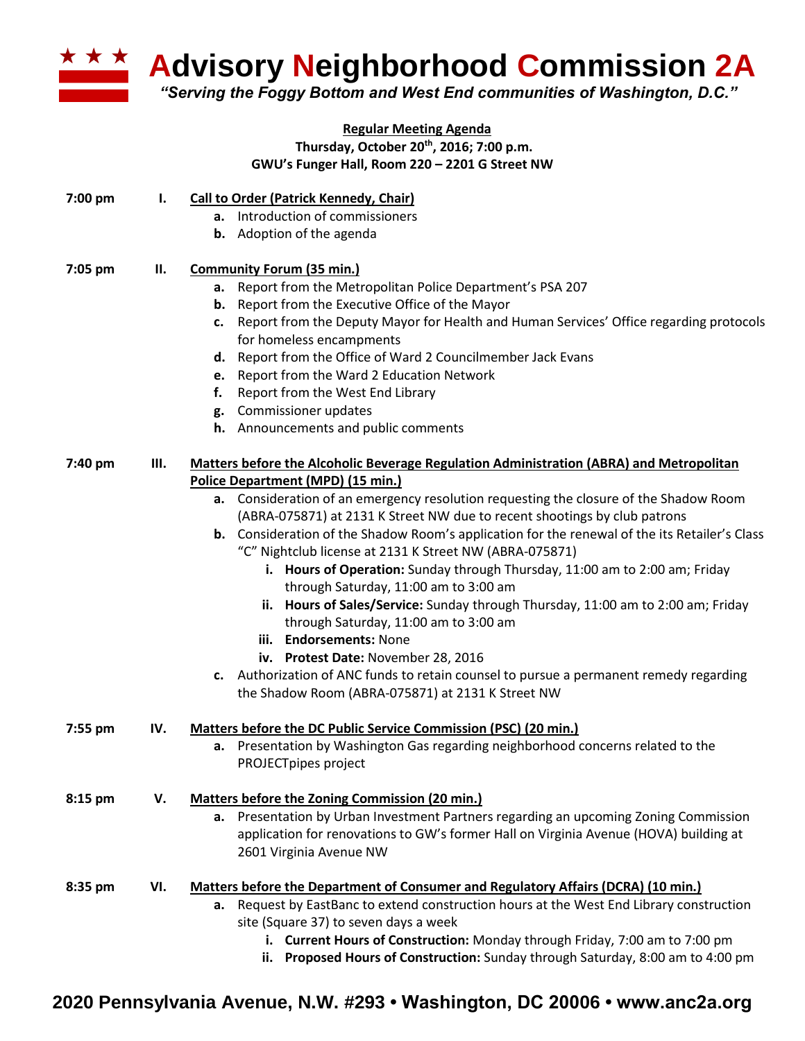# Advisory Neighborhood Commission 2A

*"Serving the Foggy Bottom and West End communities of Washington, D.C."*

**Regular Meeting Agenda**
**Thursday, October 20th, 2016; 7:00 p.m.**
**GWU's Funger Hall, Room 220 – 2201 G Street NW**

**7:00 pm — I. Call to Order (Patrick Kennedy, Chair)**

- **a.** Introduction of commissioners
- **b.** Adoption of the agenda

**7:05 pm — II. Community Forum (35 min.)**

- **a.** Report from the Metropolitan Police Department's PSA 207
- **b.** Report from the Executive Office of the Mayor
- **c.** Report from the Deputy Mayor for Health and Human Services' Office regarding protocols for homeless encampments
- **d.** Report from the Office of Ward 2 Councilmember Jack Evans
- **e.** Report from the Ward 2 Education Network
- **f.** Report from the West End Library
- **g.** Commissioner updates
- **h.** Announcements and public comments

**7:40 pm — III. Matters before the Alcoholic Beverage Regulation Administration (ABRA) and Metropolitan Police Department (MPD) (15 min.)**

- **a.** Consideration of an emergency resolution requesting the closure of the Shadow Room (ABRA-075871) at 2131 K Street NW due to recent shootings by club patrons
- **b.** Consideration of the Shadow Room's application for the renewal of the its Retailer's Class "C" Nightclub license at 2131 K Street NW (ABRA-075871)
  - **i. Hours of Operation:** Sunday through Thursday, 11:00 am to 2:00 am; Friday through Saturday, 11:00 am to 3:00 am
  - **ii. Hours of Sales/Service:** Sunday through Thursday, 11:00 am to 2:00 am; Friday through Saturday, 11:00 am to 3:00 am
  - **iii. Endorsements:** None
  - **iv. Protest Date:** November 28, 2016
- **c.** Authorization of ANC funds to retain counsel to pursue a permanent remedy regarding the Shadow Room (ABRA-075871) at 2131 K Street NW

**7:55 pm — IV. Matters before the DC Public Service Commission (PSC) (20 min.)**

- **a.** Presentation by Washington Gas regarding neighborhood concerns related to the PROJECTpipes project

**8:15 pm — V. Matters before the Zoning Commission (20 min.)**

- **a.** Presentation by Urban Investment Partners regarding an upcoming Zoning Commission application for renovations to GW's former Hall on Virginia Avenue (HOVA) building at 2601 Virginia Avenue NW

**8:35 pm — VI. Matters before the Department of Consumer and Regulatory Affairs (DCRA) (10 min.)**

- **a.** Request by EastBanc to extend construction hours at the West End Library construction site (Square 37) to seven days a week
  - **i. Current Hours of Construction:** Monday through Friday, 7:00 am to 7:00 pm
  - **ii. Proposed Hours of Construction:** Sunday through Saturday, 8:00 am to 4:00 pm

**2020 Pennsylvania Avenue, N.W. #293 • Washington, DC 20006 • www.anc2a.org**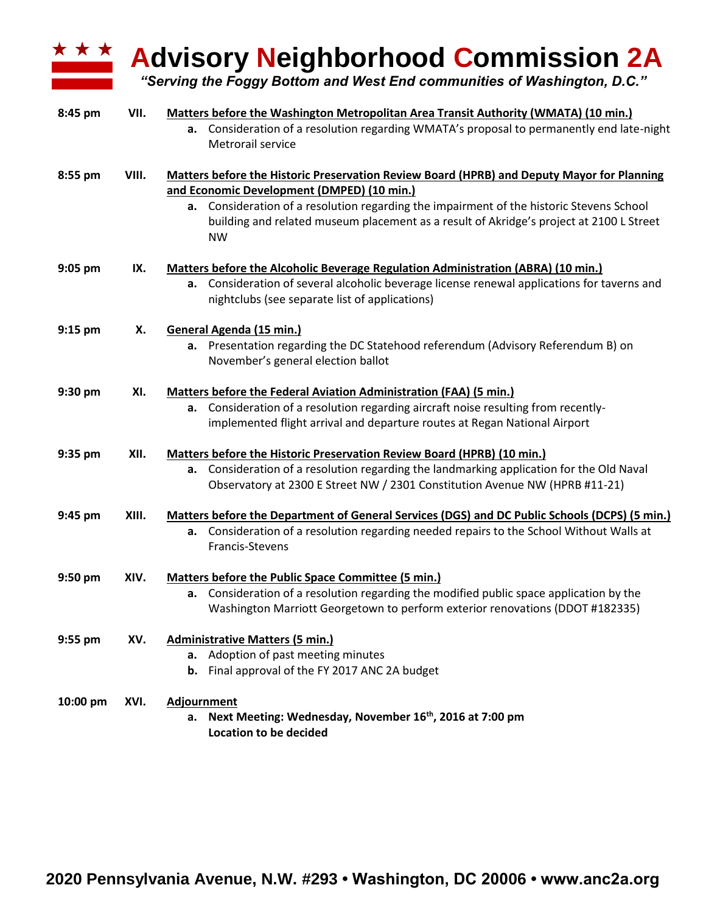# Advisory Neighborhood Commission 2A

*"Serving the Foggy Bottom and West End communities of Washington, D.C."*

**8:45 pm** **VII.** **Matters before the Washington Metropolitan Area Transit Authority (WMATA) (10 min.)**

- **a.** Consideration of a resolution regarding WMATA's proposal to permanently end late-night Metrorail service

**8:55 pm** **VIII.** **Matters before the Historic Preservation Review Board (HPRB) and Deputy Mayor for Planning and Economic Development (DMPED) (10 min.)**

- **a.** Consideration of a resolution regarding the impairment of the historic Stevens School building and related museum placement as a result of Akridge's project at 2100 L Street NW

**9:05 pm** **IX.** **Matters before the Alcoholic Beverage Regulation Administration (ABRA) (10 min.)**

- **a.** Consideration of several alcoholic beverage license renewal applications for taverns and nightclubs (see separate list of applications)

**9:15 pm** **X.** **General Agenda (15 min.)**

- **a.** Presentation regarding the DC Statehood referendum (Advisory Referendum B) on November's general election ballot

**9:30 pm** **XI.** **Matters before the Federal Aviation Administration (FAA) (5 min.)**

- **a.** Consideration of a resolution regarding aircraft noise resulting from recently-implemented flight arrival and departure routes at Regan National Airport

**9:35 pm** **XII.** **Matters before the Historic Preservation Review Board (HPRB) (10 min.)**

- **a.** Consideration of a resolution regarding the landmarking application for the Old Naval Observatory at 2300 E Street NW / 2301 Constitution Avenue NW (HPRB #11-21)

**9:45 pm** **XIII.** **Matters before the Department of General Services (DGS) and DC Public Schools (DCPS) (5 min.)**

- **a.** Consideration of a resolution regarding needed repairs to the School Without Walls at Francis-Stevens

**9:50 pm** **XIV.** **Matters before the Public Space Committee (5 min.)**

- **a.** Consideration of a resolution regarding the modified public space application by the Washington Marriott Georgetown to perform exterior renovations (DDOT #182335)

**9:55 pm** **XV.** **Administrative Matters (5 min.)**

- **a.** Adoption of past meeting minutes
- **b.** Final approval of the FY 2017 ANC 2A budget

**10:00 pm** **XVI.** **Adjournment**

- **a.** **Next Meeting: Wednesday, November 16th, 2016 at 7:00 pm**
  **Location to be decided**

**2020 Pennsylvania Avenue, N.W. #293 • Washington, DC 20006 • www.anc2a.org**